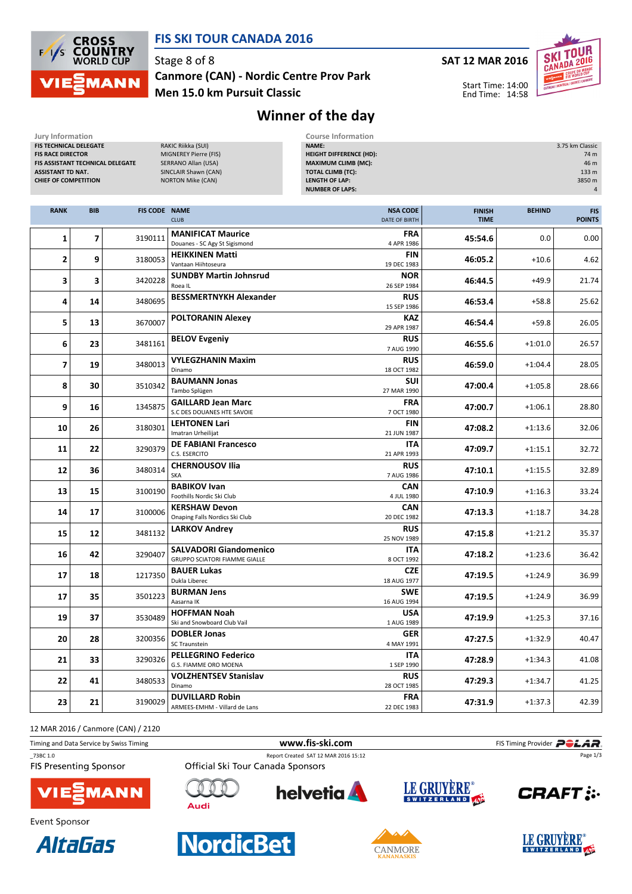# FIS SKI TOUR CANADA 2016

Stage 8 of 8

**Canmore (CAN) - Nordic Centre Prov Park**

**Men 15.0 km Pursuit Classic**

**SAT 12 MAR 2016**

Start Time: 14:00
End Time: 14:58

## Winner of the day

| Jury Information | |
|---|---|
| FIS TECHNICAL DELEGATE | RAKIC Riikka (SUI) |
| FIS RACE DIRECTOR | MIGNEREY Pierre (FIS) |
| FIS ASSISTANT TECHNICAL DELEGATE | SERRANO Allan (USA) |
| ASSISTANT TD NAT. | SINCLAIR Shawn (CAN) |
| CHIEF OF COMPETITION | NORTON Mike (CAN) |

| Course Information | |
|---|---|
| NAME: | 3.75 km Classic |
| HEIGHT DIFFERENCE (HD): | 74 m |
| MAXIMUM CLIMB (MC): | 46 m |
| TOTAL CLIMB (TC): | 133 m |
| LENGTH OF LAP: | 3850 m |
| NUMBER OF LAPS: | 4 |

| RANK | BIB | FIS CODE | NAME / CLUB | NSA CODE / DATE OF BIRTH | FINISH TIME | BEHIND | FIS POINTS |
|---|---|---|---|---|---|---|---|
| 1 | 7 | 3190111 | **MANIFICAT Maurice** Douanes - SC Agy St Sigismond | **FRA** 4 APR 1986 | **45:54.6** | 0.0 | 0.00 |
| 2 | 9 | 3180053 | **HEIKKINEN Matti** Vantaan Hiihtoseura | **FIN** 19 DEC 1983 | **46:05.2** | +10.6 | 4.62 |
| 3 | 3 | 3420228 | **SUNDBY Martin Johnsrud** Roea IL | **NOR** 26 SEP 1984 | **46:44.5** | +49.9 | 21.74 |
| 4 | 14 | 3480695 | **BESSMERTNYKH Alexander** | **RUS** 15 SEP 1986 | **46:53.4** | +58.8 | 25.62 |
| 5 | 13 | 3670007 | **POLTORANIN Alexey** | **KAZ** 29 APR 1987 | **46:54.4** | +59.8 | 26.05 |
| 6 | 23 | 3481161 | **BELOV Evgeniy** | **RUS** 7 AUG 1990 | **46:55.6** | +1:01.0 | 26.57 |
| 7 | 19 | 3480013 | **VYLEGZHANIN Maxim** Dinamo | **RUS** 18 OCT 1982 | **46:59.0** | +1:04.4 | 28.05 |
| 8 | 30 | 3510342 | **BAUMANN Jonas** Tambo Splügen | **SUI** 27 MAR 1990 | **47:00.4** | +1:05.8 | 28.66 |
| 9 | 16 | 1345875 | **GAILLARD Jean Marc** S.C DES DOUANES HTE SAVOIE | **FRA** 7 OCT 1980 | **47:00.7** | +1:06.1 | 28.80 |
| 10 | 26 | 3180301 | **LEHTONEN Lari** Imatran Urheilijat | **FIN** 21 JUN 1987 | **47:08.2** | +1:13.6 | 32.06 |
| 11 | 22 | 3290379 | **DE FABIANI Francesco** C.S. ESERCITO | **ITA** 21 APR 1993 | **47:09.7** | +1:15.1 | 32.72 |
| 12 | 36 | 3480314 | **CHERNOUSOV Ilia** SKA | **RUS** 7 AUG 1986 | **47:10.1** | +1:15.5 | 32.89 |
| 13 | 15 | 3100190 | **BABIKOV Ivan** Foothills Nordic Ski Club | **CAN** 4 JUL 1980 | **47:10.9** | +1:16.3 | 33.24 |
| 14 | 17 | 3100006 | **KERSHAW Devon** Onaping Falls Nordics Ski Club | **CAN** 20 DEC 1982 | **47:13.3** | +1:18.7 | 34.28 |
| 15 | 12 | 3481132 | **LARKOV Andrey** | **RUS** 25 NOV 1989 | **47:15.8** | +1:21.2 | 35.37 |
| 16 | 42 | 3290407 | **SALVADORI Giandomenico** GRUPPO SCIATORI FIAMME GIALLE | **ITA** 8 OCT 1992 | **47:18.2** | +1:23.6 | 36.42 |
| 17 | 18 | 1217350 | **BAUER Lukas** Dukla Liberec | **CZE** 18 AUG 1977 | **47:19.5** | +1:24.9 | 36.99 |
| 17 | 35 | 3501223 | **BURMAN Jens** Aasarna IK | **SWE** 16 AUG 1994 | **47:19.5** | +1:24.9 | 36.99 |
| 19 | 37 | 3530489 | **HOFFMAN Noah** Ski and Snowboard Club Vail | **USA** 1 AUG 1989 | **47:19.9** | +1:25.3 | 37.16 |
| 20 | 28 | 3200356 | **DOBLER Jonas** SC Traunstein | **GER** 4 MAY 1991 | **47:27.5** | +1:32.9 | 40.47 |
| 21 | 33 | 3290326 | **PELLEGRINO Federico** G.S. FIAMME ORO MOENA | **ITA** 1 SEP 1990 | **47:28.9** | +1:34.3 | 41.08 |
| 22 | 41 | 3480533 | **VOLZHENTSEV Stanislav** Dinamo | **RUS** 28 OCT 1985 | **47:29.3** | +1:34.7 | 41.25 |
| 23 | 21 | 3190029 | **DUVILLARD Robin** ARMEES-EMHM - Villard de Lans | **FRA** 22 DEC 1983 | **47:31.9** | +1:37.3 | 42.39 |

12 MAR 2016 / Canmore (CAN) / 2120

Timing and Data Service by Swiss Timing | www.fis-ski.com | FIS Timing Provider POLAR

_73BC 1.0 | Report Created SAT 12 MAR 2016 15:12

FIS Presenting Sponsor: VIESSMANN

Official Ski Tour Canada Sponsors: Audi, helvetia, LE GRUYÈRE SWITZERLAND AOP, CRAFT

Event Sponsor: AltaGas, NordicBet, CANMORE KANANASKIS, LE GRUYÈRE SWITZERLAND AOP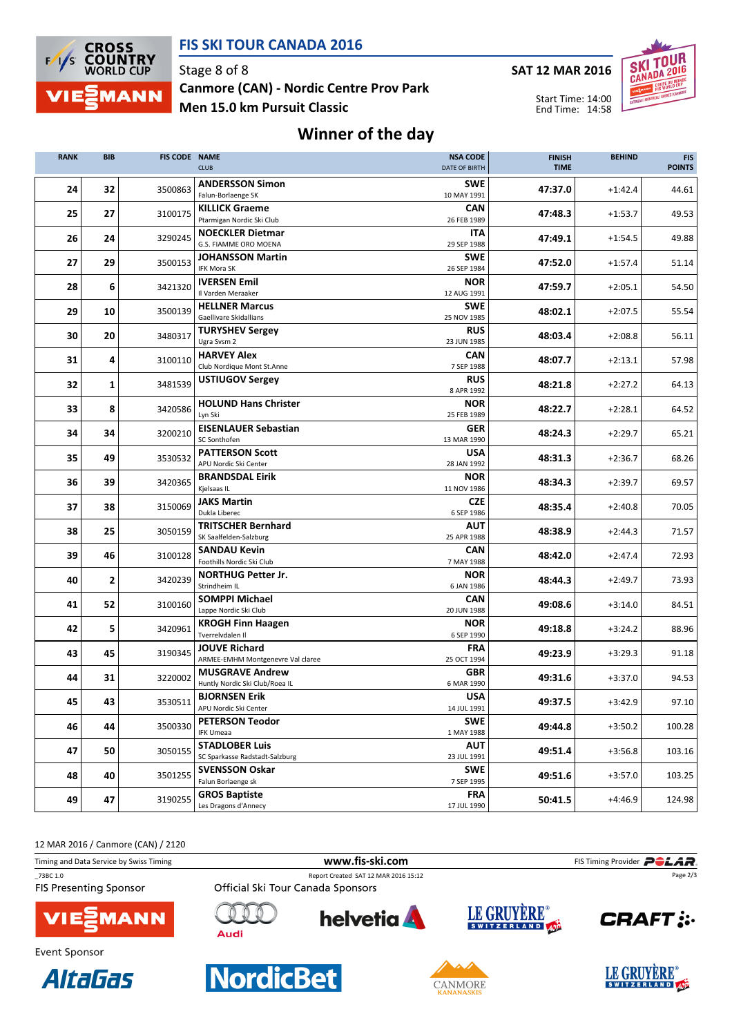# FIS SKI TOUR CANADA 2016

Stage 8 of 8

Canmore (CAN) - Nordic Centre Prov Park

Men 15.0 km Pursuit Classic

SAT 12 MAR 2016

Start Time: 14:00
End Time: 14:58

## Winner of the day

| RANK | BIB | FIS CODE | NAME / CLUB | NSA CODE / DATE OF BIRTH | FINISH TIME | BEHIND | FIS POINTS |
|---|---|---|---|---|---|---|---|
| 24 | 32 | 3500863 | **ANDERSSON Simon** Falun-Borlaenge SK | SWE 10 MAY 1991 | 47:37.0 | +1:42.4 | 44.61 |
| 25 | 27 | 3100175 | **KILLICK Graeme** Ptarmigan Nordic Ski Club | CAN 26 FEB 1989 | 47:48.3 | +1:53.7 | 49.53 |
| 26 | 24 | 3290245 | **NOECKLER Dietmar** G.S. FIAMME ORO MOENA | ITA 29 SEP 1988 | 47:49.1 | +1:54.5 | 49.88 |
| 27 | 29 | 3500153 | **JOHANSSON Martin** IFK Mora SK | SWE 26 SEP 1984 | 47:52.0 | +1:57.4 | 51.14 |
| 28 | 6 | 3421320 | **IVERSEN Emil** Il Varden Meraaker | NOR 12 AUG 1991 | 47:59.7 | +2:05.1 | 54.50 |
| 29 | 10 | 3500139 | **HELLNER Marcus** Gaellivare Skidallians | SWE 25 NOV 1985 | 48:02.1 | +2:07.5 | 55.54 |
| 30 | 20 | 3480317 | **TURYSHEV Sergey** Ugra Svsm 2 | RUS 23 JUN 1985 | 48:03.4 | +2:08.8 | 56.11 |
| 31 | 4 | 3100110 | **HARVEY Alex** Club Nordique Mont St.Anne | CAN 7 SEP 1988 | 48:07.7 | +2:13.1 | 57.98 |
| 32 | 1 | 3481539 | **USTIUGOV Sergey** | RUS 8 APR 1992 | 48:21.8 | +2:27.2 | 64.13 |
| 33 | 8 | 3420586 | **HOLUND Hans Christer** Lyn Ski | NOR 25 FEB 1989 | 48:22.7 | +2:28.1 | 64.52 |
| 34 | 34 | 3200210 | **EISENLAUER Sebastian** SC Sonthofen | GER 13 MAR 1990 | 48:24.3 | +2:29.7 | 65.21 |
| 35 | 49 | 3530532 | **PATTERSON Scott** APU Nordic Ski Center | USA 28 JAN 1992 | 48:31.3 | +2:36.7 | 68.26 |
| 36 | 39 | 3420365 | **BRANDSDAL Eirik** Kjelsaas IL | NOR 11 NOV 1986 | 48:34.3 | +2:39.7 | 69.57 |
| 37 | 38 | 3150069 | **JAKS Martin** Dukla Liberec | CZE 6 SEP 1986 | 48:35.4 | +2:40.8 | 70.05 |
| 38 | 25 | 3050159 | **TRITSCHER Bernhard** SK Saalfelden-Salzburg | AUT 25 APR 1988 | 48:38.9 | +2:44.3 | 71.57 |
| 39 | 46 | 3100128 | **SANDAU Kevin** Foothills Nordic Ski Club | CAN 7 MAY 1988 | 48:42.0 | +2:47.4 | 72.93 |
| 40 | 2 | 3420239 | **NORTHUG Petter Jr.** Strindheim IL | NOR 6 JAN 1986 | 48:44.3 | +2:49.7 | 73.93 |
| 41 | 52 | 3100160 | **SOMPPI Michael** Lappe Nordic Ski Club | CAN 20 JUN 1988 | 49:08.6 | +3:14.0 | 84.51 |
| 42 | 5 | 3420961 | **KROGH Finn Haagen** Tverrelvdalen Il | NOR 6 SEP 1990 | 49:18.8 | +3:24.2 | 88.96 |
| 43 | 45 | 3190345 | **JOUVE Richard** ARMEE-EMHM Montgenevre Val claree | FRA 25 OCT 1994 | 49:23.9 | +3:29.3 | 91.18 |
| 44 | 31 | 3220002 | **MUSGRAVE Andrew** Huntly Nordic Ski Club/Roea IL | GBR 6 MAR 1990 | 49:31.6 | +3:37.0 | 94.53 |
| 45 | 43 | 3530511 | **BJORNSEN Erik** APU Nordic Ski Center | USA 14 JUL 1991 | 49:37.5 | +3:42.9 | 97.10 |
| 46 | 44 | 3500330 | **PETERSON Teodor** IFK Umeaa | SWE 1 MAY 1988 | 49:44.8 | +3:50.2 | 100.28 |
| 47 | 50 | 3050155 | **STADLOBER Luis** SC Sparkasse Radstadt-Salzburg | AUT 23 JUL 1991 | 49:51.4 | +3:56.8 | 103.16 |
| 48 | 40 | 3501255 | **SVENSSON Oskar** Falun Borlaenge sk | SWE 7 SEP 1995 | 49:51.6 | +3:57.0 | 103.25 |
| 49 | 47 | 3190255 | **GROS Baptiste** Les Dragons d'Annecy | FRA 17 JUL 1990 | 50:41.5 | +4:46.9 | 124.98 |

12 MAR 2016 / Canmore (CAN) / 2120

Timing and Data Service by Swiss Timing — www.fis-ski.com — FIS Timing Provider POLAR

_73BC 1.0 — Report Created SAT 12 MAR 2016 15:12

FIS Presenting Sponsor: VIESSMANN

Official Ski Tour Canada Sponsors: Audi, helvetia, LE GRUYÈRE SWITZERLAND, CRAFT

Event Sponsor: AltaGas, NordicBet, CANMORE KANANASKIS, LE GRUYÈRE SWITZERLAND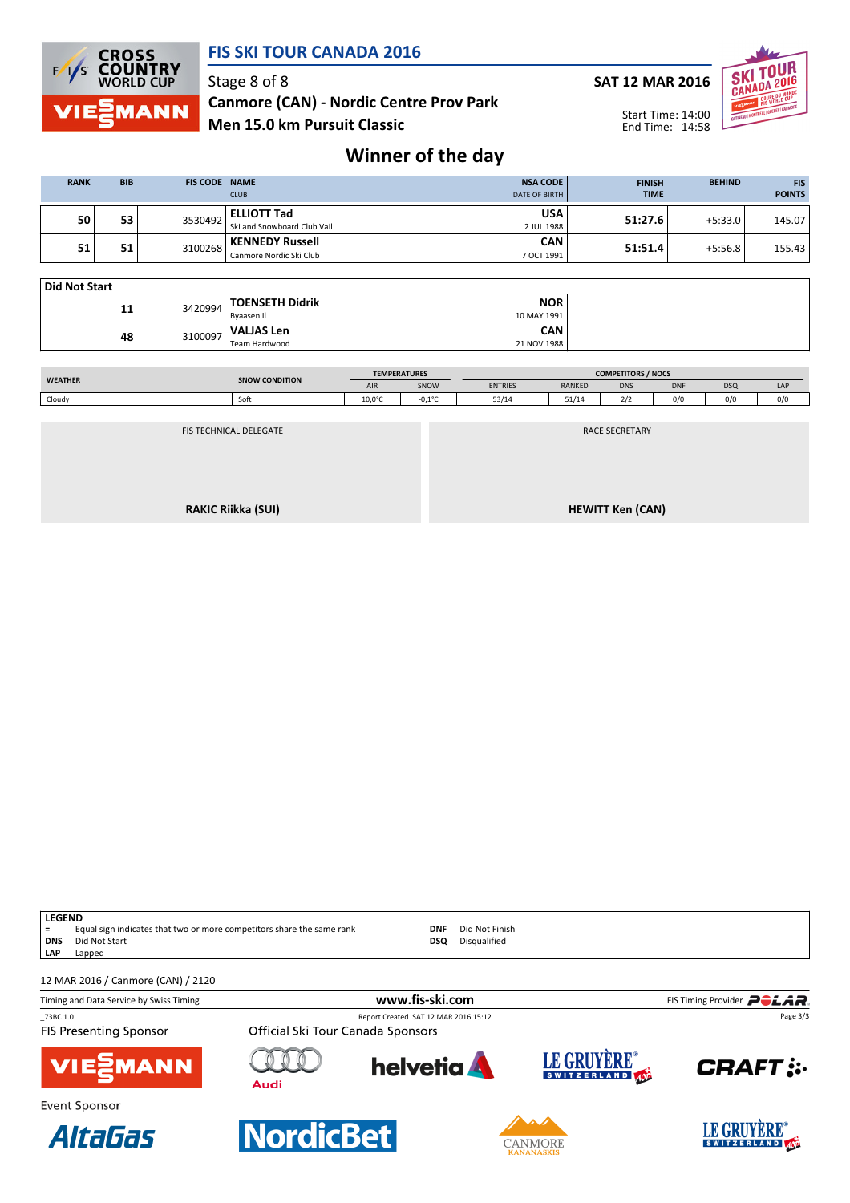# FIS SKI TOUR CANADA 2016

Stage 8 of 8

**Canmore (CAN) - Nordic Centre Prov Park**

**Men 15.0 km Pursuit Classic**

**SAT 12 MAR 2016**

Start Time: 14:00
End Time: 14:58

## Winner of the day

| RANK | BIB | FIS CODE | NAME / CLUB | NSA CODE / DATE OF BIRTH | FINISH TIME | BEHIND | FIS POINTS |
|---|---|---|---|---|---|---|---|
| 50 | 53 | 3530492 | **ELLIOTT Tad** Ski and Snowboard Club Vail | **USA** 2 JUL 1988 | 51:27.6 | +5:33.0 | 145.07 |
| 51 | 51 | 3100268 | **KENNEDY Russell** Canmore Nordic Ski Club | **CAN** 7 OCT 1991 | 51:51.4 | +5:56.8 | 155.43 |

**Did Not Start**

| BIB | FIS CODE | NAME / CLUB | NSA CODE / DATE OF BIRTH |
|---|---|---|---|
| 11 | 3420994 | **TOENSETH Didrik** Byaasen Il | **NOR** 10 MAY 1991 |
| 48 | 3100097 | **VALJAS Len** Team Hardwood | **CAN** 21 NOV 1988 |

| WEATHER | SNOW CONDITION | TEMPERATURES | | COMPETITORS / NOCS | | | | | |
|---|---|---|---|---|---|---|---|---|---|
| | | AIR | SNOW | ENTRIES | RANKED | DNS | DNF | DSQ | LAP |
| Cloudy | Soft | 10,0°C | -0,1°C | 53/14 | 51/14 | 2/2 | 0/0 | 0/0 | 0/0 |

| FIS TECHNICAL DELEGATE | RACE SECRETARY |
|---|---|
| **RAKIC Riikka (SUI)** | **HEWITT Ken (CAN)** |

**LEGEND**

- = Equal sign indicates that two or more competitors share the same rank
- **DNS** Did Not Start
- **LAP** Lapped
- **DNF** Did Not Finish
- **DSQ** Disqualified

12 MAR 2016 / Canmore (CAN) / 2120

Timing and Data Service by Swiss Timing — www.fis-ski.com — FIS Timing Provider POLAR

_73BC 1.0 — Report Created SAT 12 MAR 2016 15:12

FIS Presenting Sponsor: VIESSMANN

Official Ski Tour Canada Sponsors: Audi, helvetia, Le Gruyère Switzerland, CRAFT

Event Sponsor: AltaGas, NordicBet, Canmore Kananaskis, Le Gruyère Switzerland